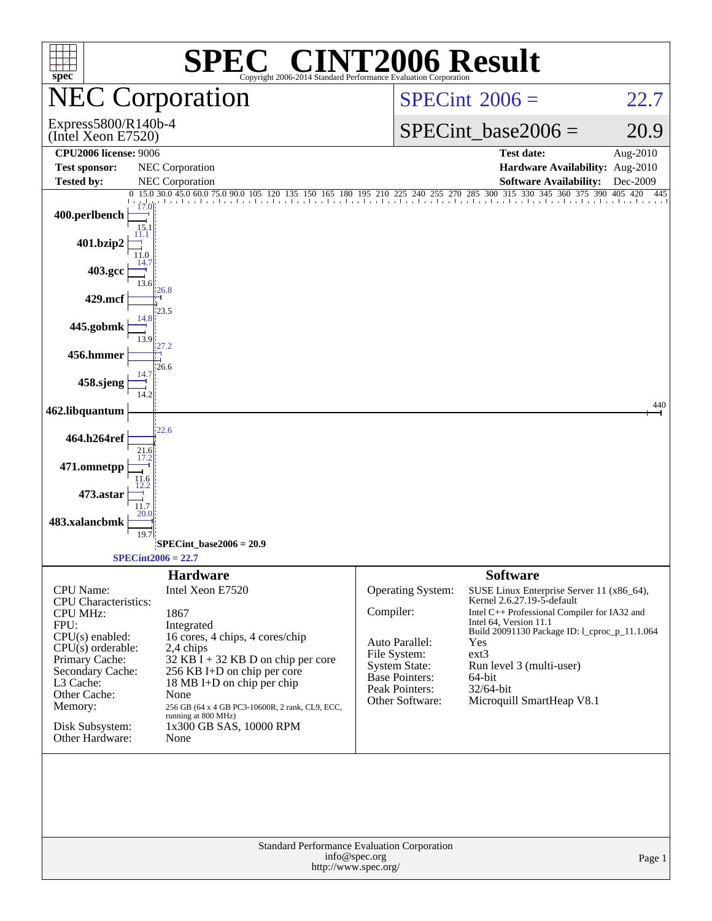# SPEC® CINT2006 Result

Copyright 2006-2014 Standard Performance Evaluation Corporation

## NEC Corporation

Express5800/R140b-4
(Intel Xeon E7520)

SPECint 2006 = 22.7

SPECint_base2006 = 20.9

| | | | |
|---|---|---|---|
| **CPU2006 license:** 9006 | | **Test date:** | Aug-2010 |
| **Test sponsor:** | NEC Corporation | **Hardware Availability:** | Aug-2010 |
| **Tested by:** | NEC Corporation | **Software Availability:** | Dec-2009 |

| Benchmark | Peak | Base |
|---|---|---|
| 400.perlbench | 17.0 | 15.1 |
| 401.bzip2 | 11.1 | 11.0 |
| 403.gcc | 14.7 | 13.6 |
| 429.mcf | 26.8 | 23.5 |
| 445.gobmk | 14.8 | 13.9 |
| 456.hmmer | 27.2 | 26.6 |
| 458.sjeng | 14.7 | 14.2 |
| 462.libquantum | 440 | 440 |
| 464.h264ref | 22.6 | 21.6 |
| 471.omnetpp | 17.2 | 11.6 |
| 473.astar | 12.2 | 11.7 |
| 483.xalancbmk | 20.0 | 19.7 |

SPECint_base2006 = 20.9

SPECint2006 = 22.7

### Hardware

| | |
|---|---|
| CPU Name: | Intel Xeon E7520 |
| CPU Characteristics: | |
| CPU MHz: | 1867 |
| FPU: | Integrated |
| CPU(s) enabled: | 16 cores, 4 chips, 4 cores/chip |
| CPU(s) orderable: | 2,4 chips |
| Primary Cache: | 32 KB I + 32 KB D on chip per core |
| Secondary Cache: | 256 KB I+D on chip per core |
| L3 Cache: | 18 MB I+D on chip per chip |
| Other Cache: | None |
| Memory: | 256 GB (64 x 4 GB PC3-10600R, 2 rank, CL9, ECC, running at 800 MHz) |
| Disk Subsystem: | 1x300 GB SAS, 10000 RPM |
| Other Hardware: | None |

### Software

| | |
|---|---|
| Operating System: | SUSE Linux Enterprise Server 11 (x86_64), Kernel 2.6.27.19-5-default |
| Compiler: | Intel C++ Professional Compiler for IA32 and Intel 64, Version 11.1 Build 20091130 Package ID: l_cproc_p_11.1.064 |
| Auto Parallel: | Yes |
| File System: | ext3 |
| System State: | Run level 3 (multi-user) |
| Base Pointers: | 64-bit |
| Peak Pointers: | 32/64-bit |
| Other Software: | Microquill SmartHeap V8.1 |

Standard Performance Evaluation Corporation
info@spec.org
http://www.spec.org/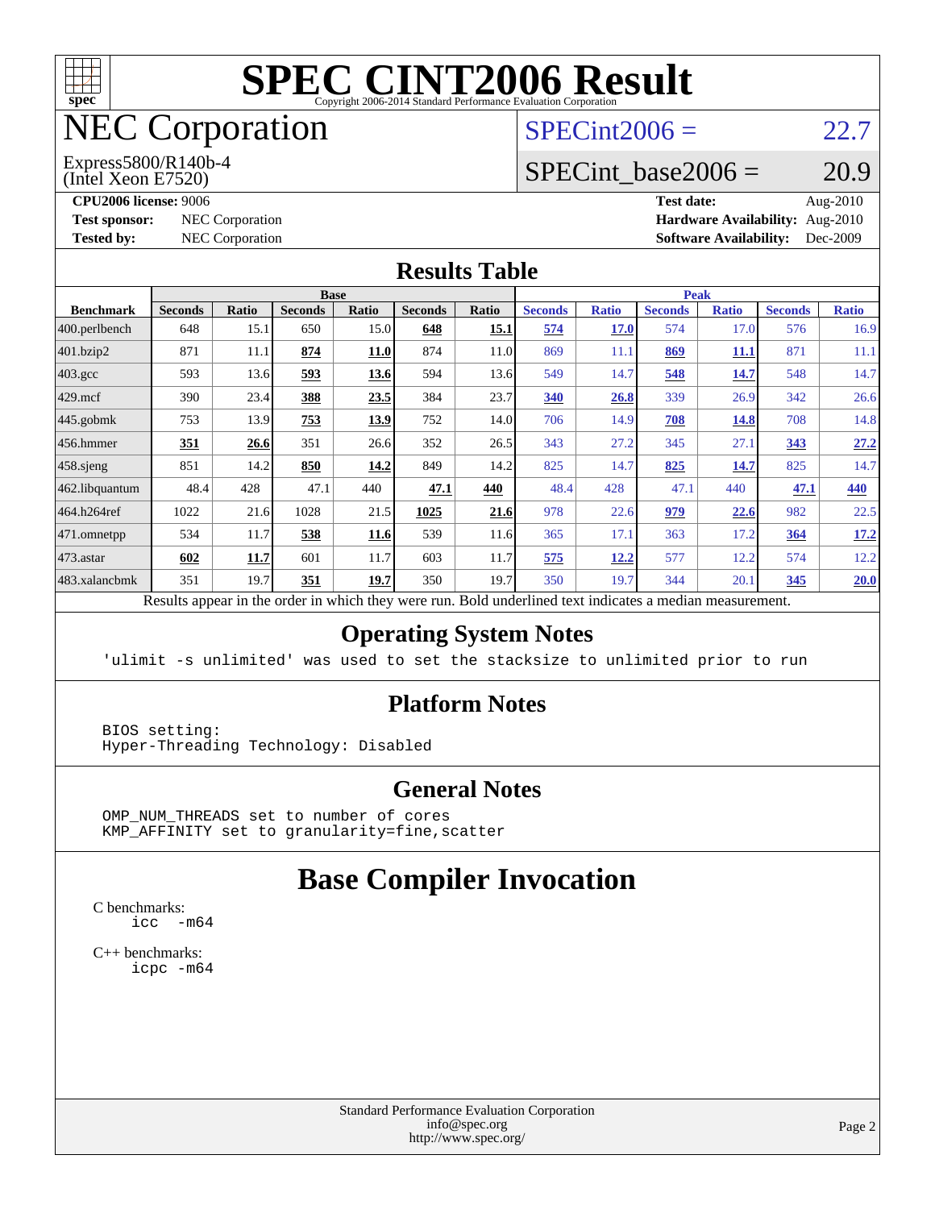# SPEC CINT2006 Result

Copyright 2006-2014 Standard Performance Evaluation Corporation

# NEC Corporation

Express5800/R140b-4
(Intel Xeon E7520)

SPECint2006 = 22.7

SPECint_base2006 = 20.9

**CPU2006 license:** 9006
**Test sponsor:** NEC Corporation
**Tested by:** NEC Corporation

**Test date:** Aug-2010
**Hardware Availability:** Aug-2010
**Software Availability:** Dec-2009

## Results Table

| Benchmark | Base | | | | | | Peak | | | | | |
|---|---|---|---|---|---|---|---|---|---|---|---|---|
| | Seconds | Ratio | Seconds | Ratio | Seconds | Ratio | Seconds | Ratio | Seconds | Ratio | Seconds | Ratio |
| 400.perlbench | 648 | 15.1 | 650 | 15.0 | **648** | **15.1** | **574** | **17.0** | 574 | 17.0 | 576 | 16.9 |
| 401.bzip2 | 871 | 11.1 | **874** | **11.0** | 874 | 11.0 | 869 | 11.1 | **869** | **11.1** | 871 | 11.1 |
| 403.gcc | 593 | 13.6 | **593** | **13.6** | 594 | 13.6 | 549 | 14.7 | **548** | **14.7** | 548 | 14.7 |
| 429.mcf | 390 | 23.4 | **388** | **23.5** | 384 | 23.7 | **340** | **26.8** | 339 | 26.9 | 342 | 26.6 |
| 445.gobmk | 753 | 13.9 | **753** | **13.9** | 752 | 14.0 | 706 | 14.9 | **708** | **14.8** | 708 | 14.8 |
| 456.hmmer | **351** | **26.6** | 351 | 26.6 | 352 | 26.5 | 343 | 27.2 | 345 | 27.1 | **343** | **27.2** |
| 458.sjeng | 851 | 14.2 | **850** | **14.2** | 849 | 14.2 | 825 | 14.7 | **825** | **14.7** | 825 | 14.7 |
| 462.libquantum | 48.4 | 428 | 47.1 | 440 | **47.1** | **440** | 48.4 | 428 | 47.1 | 440 | **47.1** | **440** |
| 464.h264ref | 1022 | 21.6 | 1028 | 21.5 | **1025** | **21.6** | 978 | 22.6 | **979** | **22.6** | 982 | 22.5 |
| 471.omnetpp | 534 | 11.7 | **538** | **11.6** | 539 | 11.6 | 365 | 17.1 | 363 | 17.2 | **364** | **17.2** |
| 473.astar | **602** | **11.7** | 601 | 11.7 | 603 | 11.7 | **575** | **12.2** | 577 | 12.2 | 574 | 12.2 |
| 483.xalancbmk | 351 | 19.7 | **351** | **19.7** | 350 | 19.7 | 350 | 19.7 | 344 | 20.1 | **345** | **20.0** |

Results appear in the order in which they were run. Bold underlined text indicates a median measurement.

## Operating System Notes

```
'ulimit -s unlimited' was used to set the stacksize to unlimited prior to run
```

## Platform Notes

```
BIOS setting:
Hyper-Threading Technology: Disabled
```

## General Notes

```
OMP_NUM_THREADS set to number of cores
KMP_AFFINITY set to granularity=fine,scatter
```

# Base Compiler Invocation

C benchmarks:
```
icc   -m64
```

C++ benchmarks:
```
icpc -m64
```

Standard Performance Evaluation Corporation
info@spec.org
http://www.spec.org/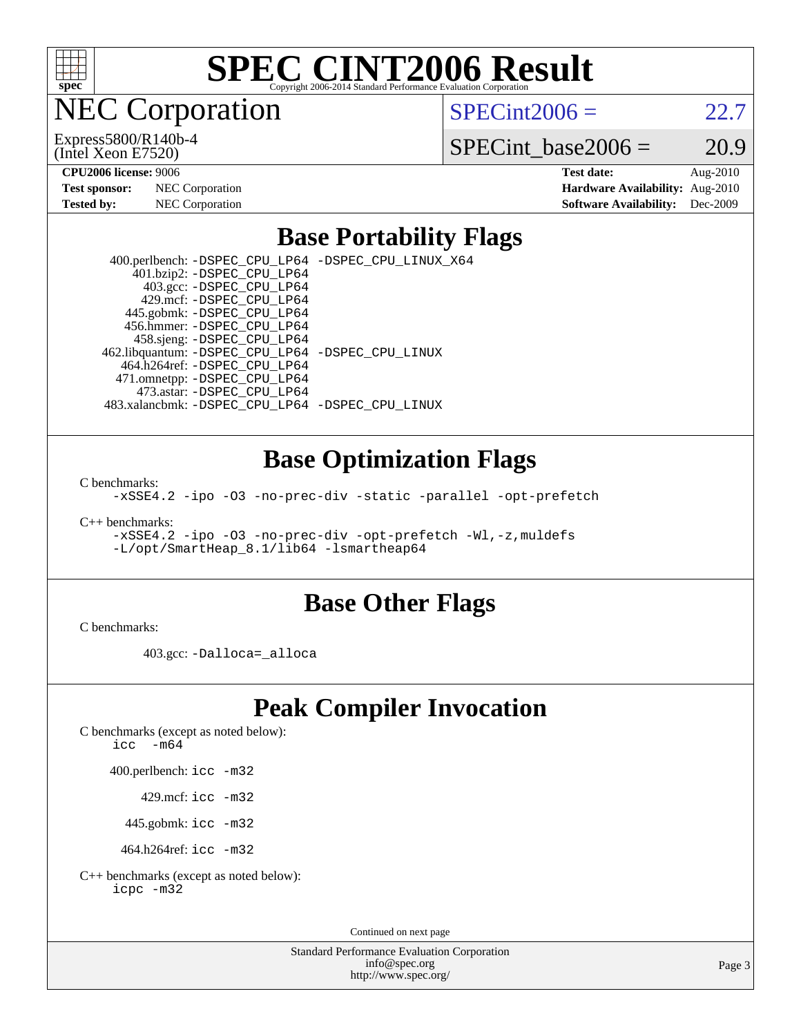# SPEC CINT2006 Result

Copyright 2006-2014 Standard Performance Evaluation Corporation

# NEC Corporation

Express5800/R140b-4
(Intel Xeon E7520)

SPECint2006 = 22.7

SPECint_base2006 = 20.9

| | | | |
|---|---|---|---|
| **CPU2006 license:** 9006 | | **Test date:** | Aug-2010 |
| **Test sponsor:** | NEC Corporation | **Hardware Availability:** | Aug-2010 |
| **Tested by:** | NEC Corporation | **Software Availability:** | Dec-2009 |

## Base Portability Flags

400.perlbench: `-DSPEC_CPU_LP64 -DSPEC_CPU_LINUX_X64`
401.bzip2: `-DSPEC_CPU_LP64`
403.gcc: `-DSPEC_CPU_LP64`
429.mcf: `-DSPEC_CPU_LP64`
445.gobmk: `-DSPEC_CPU_LP64`
456.hmmer: `-DSPEC_CPU_LP64`
458.sjeng: `-DSPEC_CPU_LP64`
462.libquantum: `-DSPEC_CPU_LP64 -DSPEC_CPU_LINUX`
464.h264ref: `-DSPEC_CPU_LP64`
471.omnetpp: `-DSPEC_CPU_LP64`
473.astar: `-DSPEC_CPU_LP64`
483.xalancbmk: `-DSPEC_CPU_LP64 -DSPEC_CPU_LINUX`

## Base Optimization Flags

C benchmarks:
`-xSSE4.2 -ipo -O3 -no-prec-div -static -parallel -opt-prefetch`

C++ benchmarks:
`-xSSE4.2 -ipo -O3 -no-prec-div -opt-prefetch -Wl,-z,muldefs -L/opt/SmartHeap_8.1/lib64 -lsmartheap64`

## Base Other Flags

C benchmarks:

403.gcc: `-Dalloca=_alloca`

## Peak Compiler Invocation

C benchmarks (except as noted below):
`icc -m64`

400.perlbench: `icc -m32`

429.mcf: `icc -m32`

445.gobmk: `icc -m32`

464.h264ref: `icc -m32`

C++ benchmarks (except as noted below):
`icpc -m32`

Continued on next page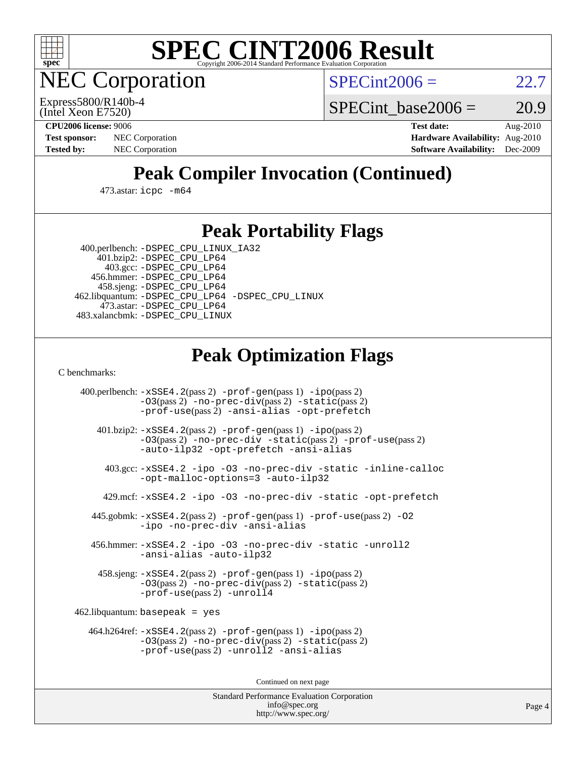# SPEC CINT2006 Result

## NEC Corporation

Express5800/R140b-4
(Intel Xeon E7520)

SPECint2006 = 22.7

SPECint_base2006 = 20.9

**CPU2006 license:** 9006
**Test sponsor:** NEC Corporation
**Tested by:** NEC Corporation

**Test date:** Aug-2010
**Hardware Availability:** Aug-2010
**Software Availability:** Dec-2009

## Peak Compiler Invocation (Continued)

473.astar: `icpc -m64`

## Peak Portability Flags

400.perlbench: `-DSPEC_CPU_LINUX_IA32`
401.bzip2: `-DSPEC_CPU_LP64`
403.gcc: `-DSPEC_CPU_LP64`
456.hmmer: `-DSPEC_CPU_LP64`
458.sjeng: `-DSPEC_CPU_LP64`
462.libquantum: `-DSPEC_CPU_LP64 -DSPEC_CPU_LINUX`
473.astar: `-DSPEC_CPU_LP64`
483.xalancbmk: `-DSPEC_CPU_LINUX`

## Peak Optimization Flags

C benchmarks:

400.perlbench: `-xSSE4.2`(pass 2) `-prof-gen`(pass 1) `-ipo`(pass 2) `-O3`(pass 2) `-no-prec-div`(pass 2) `-static`(pass 2) `-prof-use`(pass 2) `-ansi-alias -opt-prefetch`

401.bzip2: `-xSSE4.2`(pass 2) `-prof-gen`(pass 1) `-ipo`(pass 2) `-O3`(pass 2) `-no-prec-div -static`(pass 2) `-prof-use`(pass 2) `-auto-ilp32 -opt-prefetch -ansi-alias`

403.gcc: `-xSSE4.2 -ipo -O3 -no-prec-div -static -inline-calloc -opt-malloc-options=3 -auto-ilp32`

429.mcf: `-xSSE4.2 -ipo -O3 -no-prec-div -static -opt-prefetch`

445.gobmk: `-xSSE4.2`(pass 2) `-prof-gen`(pass 1) `-prof-use`(pass 2) `-O2 -ipo -no-prec-div -ansi-alias`

456.hmmer: `-xSSE4.2 -ipo -O3 -no-prec-div -static -unroll2 -ansi-alias -auto-ilp32`

458.sjeng: `-xSSE4.2`(pass 2) `-prof-gen`(pass 1) `-ipo`(pass 2) `-O3`(pass 2) `-no-prec-div`(pass 2) `-static`(pass 2) `-prof-use`(pass 2) `-unroll4`

462.libquantum: `basepeak = yes`

464.h264ref: `-xSSE4.2`(pass 2) `-prof-gen`(pass 1) `-ipo`(pass 2) `-O3`(pass 2) `-no-prec-div`(pass 2) `-static`(pass 2) `-prof-use`(pass 2) `-unroll2 -ansi-alias`

Continued on next page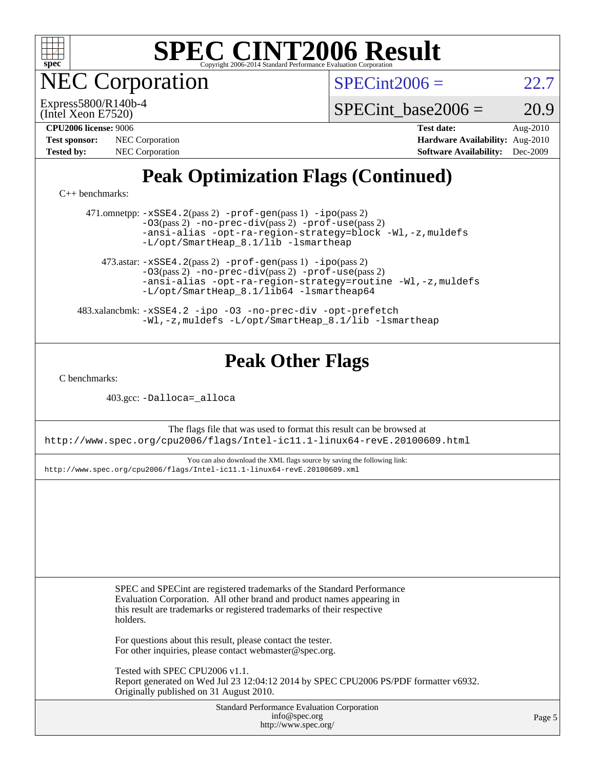# SPEC CINT2006 Result

Copyright 2006-2014 Standard Performance Evaluation Corporation

# NEC Corporation

Express5800/R140b-4
(Intel Xeon E7520)

SPECint2006 = 22.7

SPECint_base2006 = 20.9

**CPU2006 license:** 9006
**Test sponsor:** NEC Corporation
**Tested by:** NEC Corporation

**Test date:** Aug-2010
**Hardware Availability:** Aug-2010
**Software Availability:** Dec-2009

## Peak Optimization Flags (Continued)

C++ benchmarks:

471.omnetpp: `-xSSE4.2`(pass 2) `-prof-gen`(pass 1) `-ipo`(pass 2) `-O3`(pass 2) `-no-prec-div`(pass 2) `-prof-use`(pass 2) `-ansi-alias -opt-ra-region-strategy=block -Wl,-z,muldefs -L/opt/SmartHeap_8.1/lib -lsmartheap`

473.astar: `-xSSE4.2`(pass 2) `-prof-gen`(pass 1) `-ipo`(pass 2) `-O3`(pass 2) `-no-prec-div`(pass 2) `-prof-use`(pass 2) `-ansi-alias -opt-ra-region-strategy=routine -Wl,-z,muldefs -L/opt/SmartHeap_8.1/lib64 -lsmartheap64`

483.xalancbmk: `-xSSE4.2 -ipo -O3 -no-prec-div -opt-prefetch -Wl,-z,muldefs -L/opt/SmartHeap_8.1/lib -lsmartheap`

## Peak Other Flags

C benchmarks:

403.gcc: `-Dalloca=_alloca`

The flags file that was used to format this result can be browsed at
http://www.spec.org/cpu2006/flags/Intel-ic11.1-linux64-revE.20100609.html

You can also download the XML flags source by saving the following link:
http://www.spec.org/cpu2006/flags/Intel-ic11.1-linux64-revE.20100609.xml

SPEC and SPECint are registered trademarks of the Standard Performance Evaluation Corporation. All other brand and product names appearing in this result are trademarks or registered trademarks of their respective holders.

For questions about this result, please contact the tester.
For other inquiries, please contact webmaster@spec.org.

Tested with SPEC CPU2006 v1.1.
Report generated on Wed Jul 23 12:04:12 2014 by SPEC CPU2006 PS/PDF formatter v6932.
Originally published on 31 August 2010.

Standard Performance Evaluation Corporation
info@spec.org
http://www.spec.org/